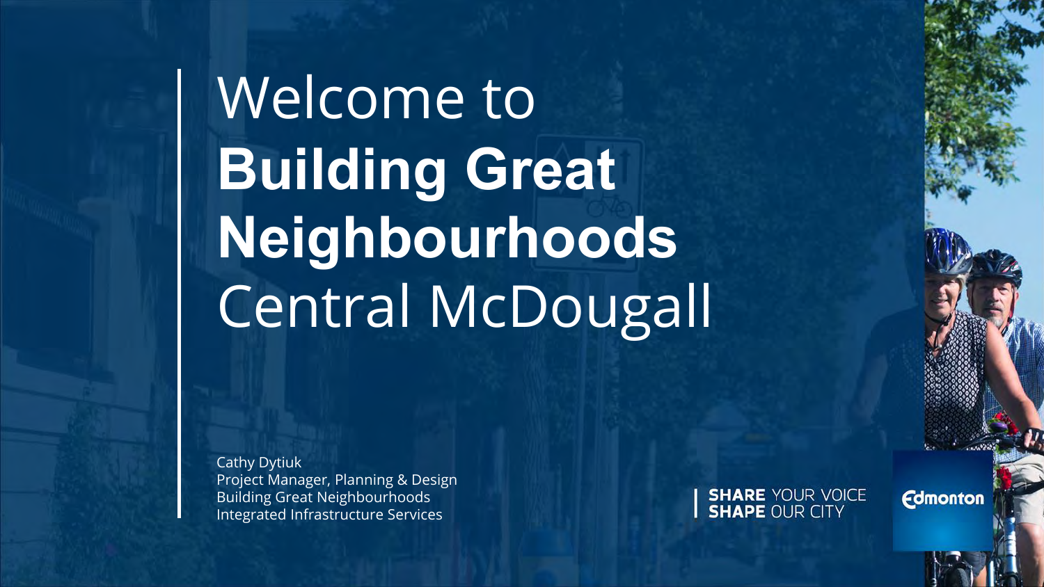# Welcome to **Building Great Neighbourhoods** Central McDougall

Cathy Dytiuk
Project Manager, Planning & Design
Building Great Neighbourhoods
Integrated Infrastructure Services

**SHARE** YOUR VOICE
**SHAPE** OUR CITY

Edmonton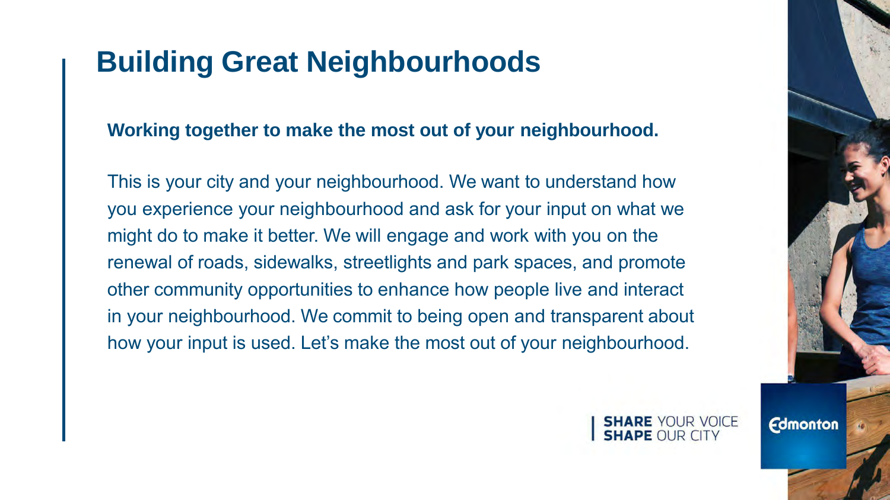# Building Great Neighbourhoods

**Working together to make the most out of your neighbourhood.**

This is your city and your neighbourhood. We want to understand how you experience your neighbourhood and ask for your input on what we might do to make it better. We will engage and work with you on the renewal of roads, sidewalks, streetlights and park spaces, and promote other community opportunities to enhance how people live and interact in your neighbourhood. We commit to being open and transparent about how your input is used. Let's make the most out of your neighbourhood.

**SHARE** YOUR VOICE
**SHAPE** OUR CITY

Edmonton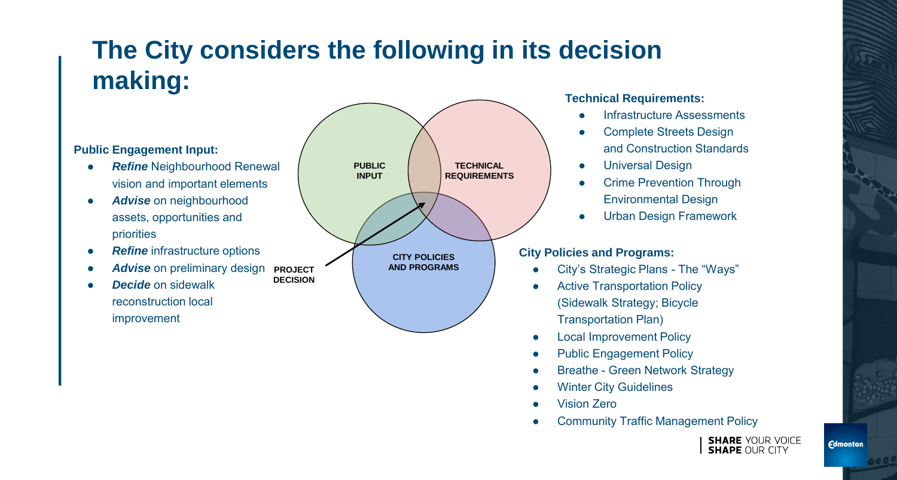# The City considers the following in its decision making:

**Public Engagement Input:**

- ***Refine*** Neighbourhood Renewal vision and important elements
- ***Advise*** on neighbourhood assets, opportunities and priorities
- ***Refine*** infrastructure options
- ***Advise*** on preliminary design
- ***Decide*** on sidewalk reconstruction local improvement

PUBLIC INPUT

TECHNICAL REQUIREMENTS

CITY POLICIES AND PROGRAMS

PROJECT DECISION

**Technical Requirements:**

- Infrastructure Assessments
- Complete Streets Design and Construction Standards
- Universal Design
- Crime Prevention Through Environmental Design
- Urban Design Framework

**City Policies and Programs:**

- City's Strategic Plans - The "Ways"
- Active Transportation Policy (Sidewalk Strategy; Bicycle Transportation Plan)
- Local Improvement Policy
- Public Engagement Policy
- Breathe - Green Network Strategy
- Winter City Guidelines
- Vision Zero
- Community Traffic Management Policy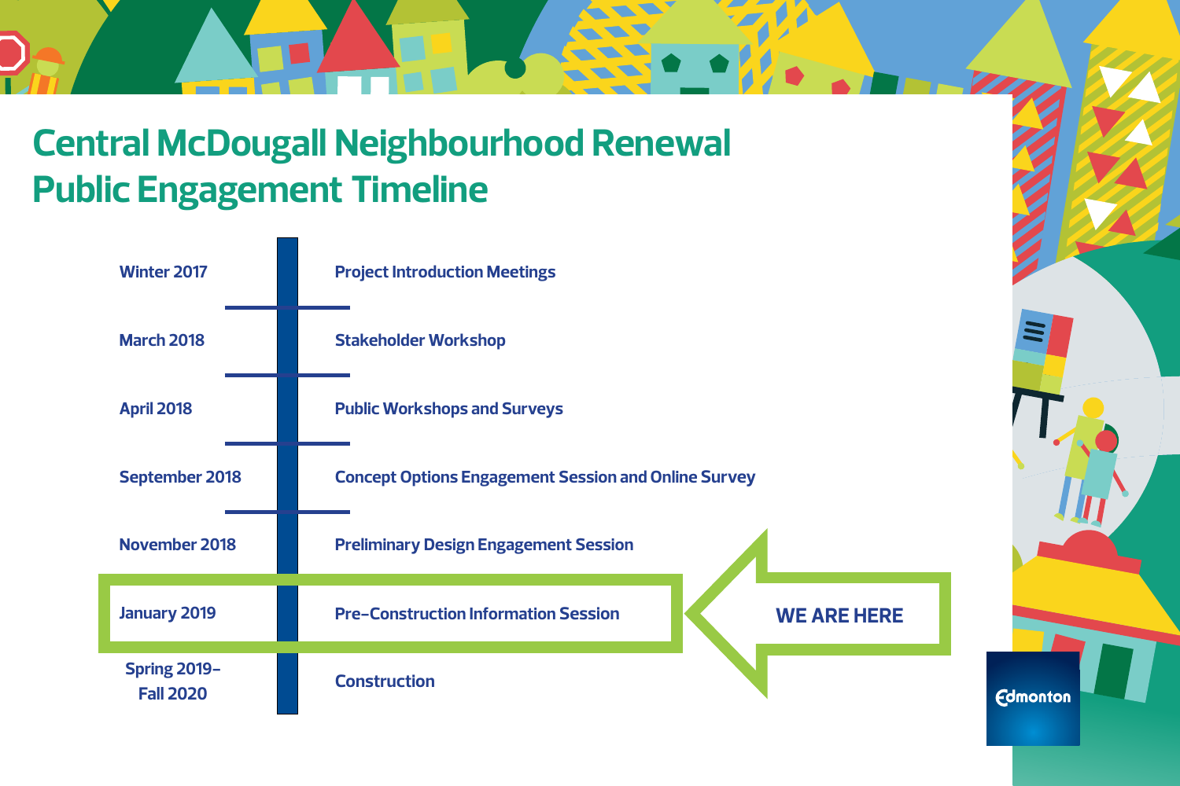# Central McDougall Neighbourhood Renewal Public Engagement Timeline

| | |
|---|---|
| Winter 2017 | Project Introduction Meetings |
| March 2018 | Stakeholder Workshop |
| April 2018 | Public Workshops and Surveys |
| September 2018 | Concept Options Engagement Session and Online Survey |
| November 2018 | Preliminary Design Engagement Session |
| January 2019 | Pre-Construction Information Session |
| Spring 2019–Fall 2020 | Construction |

WE ARE HERE

Edmonton